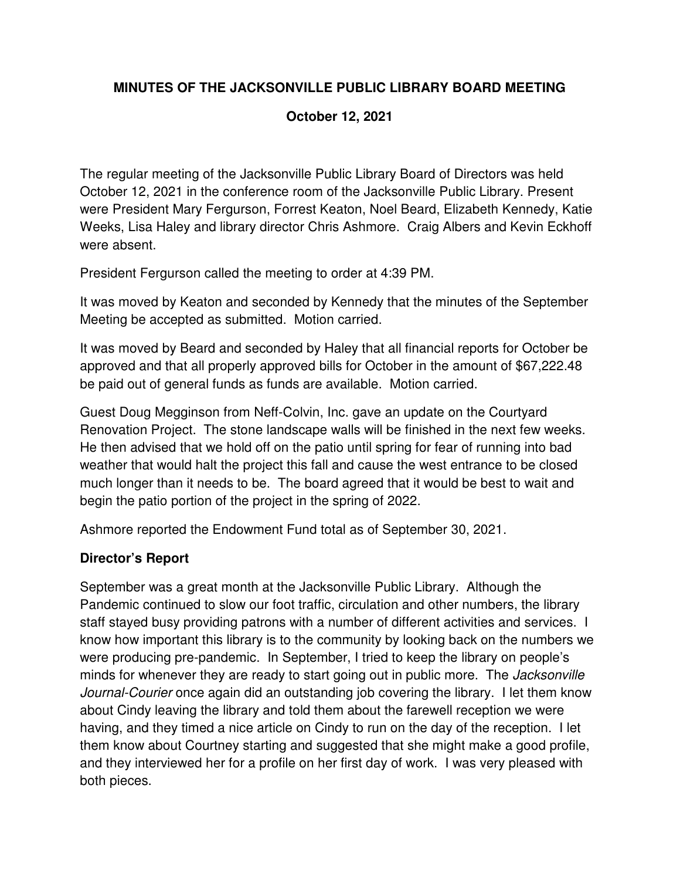**MINUTES OF THE JACKSONVILLE PUBLIC LIBRARY BOARD MEETING**

**October 12, 2021**

The regular meeting of the Jacksonville Public Library Board of Directors was held October 12, 2021 in the conference room of the Jacksonville Public Library. Present were President Mary Fergurson, Forrest Keaton, Noel Beard, Elizabeth Kennedy, Katie Weeks, Lisa Haley and library director Chris Ashmore. Craig Albers and Kevin Eckhoff were absent.

President Fergurson called the meeting to order at 4:39 PM.

It was moved by Keaton and seconded by Kennedy that the minutes of the September Meeting be accepted as submitted. Motion carried.

It was moved by Beard and seconded by Haley that all financial reports for October be approved and that all properly approved bills for October in the amount of $67,222.48 be paid out of general funds as funds are available. Motion carried.

Guest Doug Megginson from Neff-Colvin, Inc. gave an update on the Courtyard Renovation Project. The stone landscape walls will be finished in the next few weeks. He then advised that we hold off on the patio until spring for fear of running into bad weather that would halt the project this fall and cause the west entrance to be closed much longer than it needs to be. The board agreed that it would be best to wait and begin the patio portion of the project in the spring of 2022.

Ashmore reported the Endowment Fund total as of September 30, 2021.

**Director's Report**

September was a great month at the Jacksonville Public Library. Although the Pandemic continued to slow our foot traffic, circulation and other numbers, the library staff stayed busy providing patrons with a number of different activities and services. I know how important this library is to the community by looking back on the numbers we were producing pre-pandemic. In September, I tried to keep the library on people's minds for whenever they are ready to start going out in public more. The *Jacksonville Journal-Courier* once again did an outstanding job covering the library. I let them know about Cindy leaving the library and told them about the farewell reception we were having, and they timed a nice article on Cindy to run on the day of the reception. I let them know about Courtney starting and suggested that she might make a good profile, and they interviewed her for a profile on her first day of work. I was very pleased with both pieces.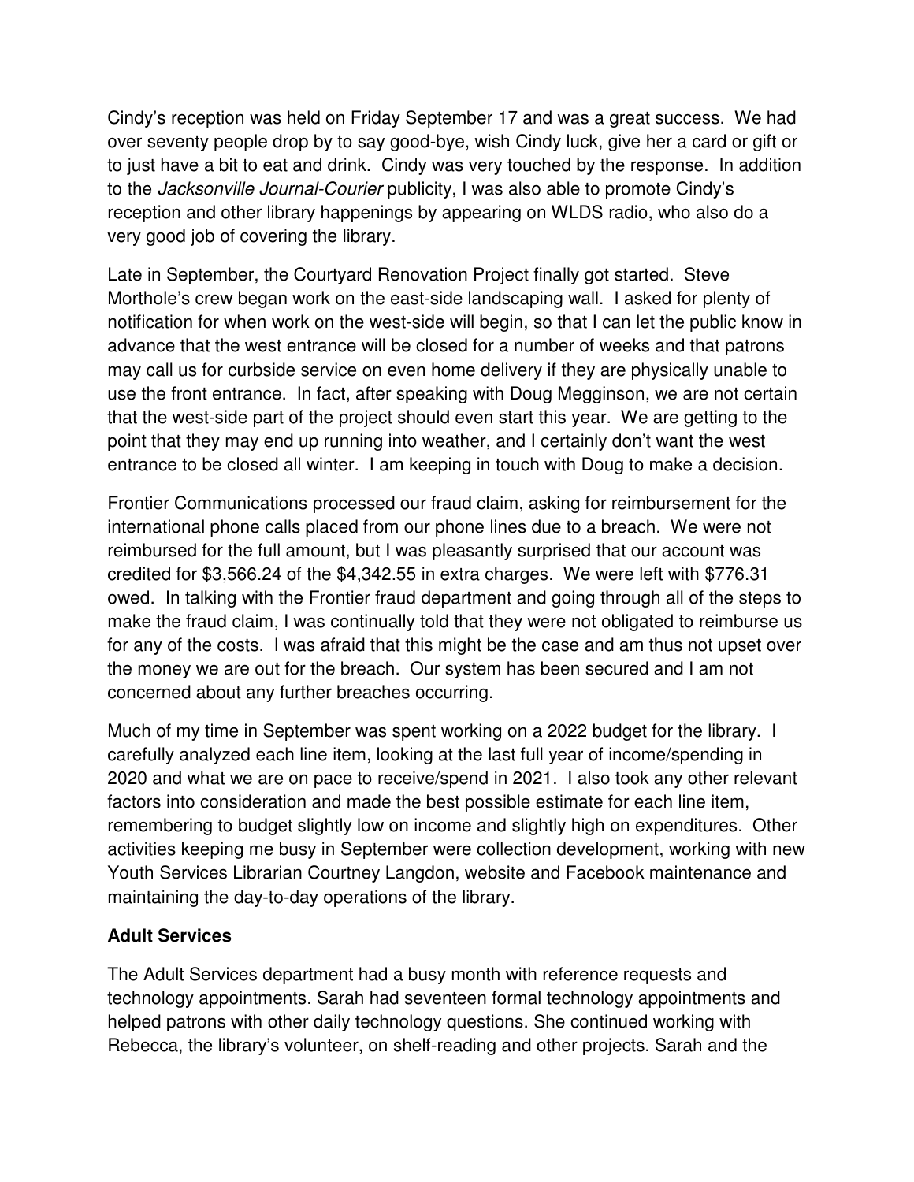Cindy's reception was held on Friday September 17 and was a great success. We had over seventy people drop by to say good-bye, wish Cindy luck, give her a card or gift or to just have a bit to eat and drink. Cindy was very touched by the response. In addition to the *Jacksonville Journal-Courier* publicity, I was also able to promote Cindy's reception and other library happenings by appearing on WLDS radio, who also do a very good job of covering the library.

Late in September, the Courtyard Renovation Project finally got started. Steve Morthole's crew began work on the east-side landscaping wall. I asked for plenty of notification for when work on the west-side will begin, so that I can let the public know in advance that the west entrance will be closed for a number of weeks and that patrons may call us for curbside service on even home delivery if they are physically unable to use the front entrance. In fact, after speaking with Doug Megginson, we are not certain that the west-side part of the project should even start this year. We are getting to the point that they may end up running into weather, and I certainly don't want the west entrance to be closed all winter. I am keeping in touch with Doug to make a decision.

Frontier Communications processed our fraud claim, asking for reimbursement for the international phone calls placed from our phone lines due to a breach. We were not reimbursed for the full amount, but I was pleasantly surprised that our account was credited for $3,566.24 of the $4,342.55 in extra charges. We were left with $776.31 owed. In talking with the Frontier fraud department and going through all of the steps to make the fraud claim, I was continually told that they were not obligated to reimburse us for any of the costs. I was afraid that this might be the case and am thus not upset over the money we are out for the breach. Our system has been secured and I am not concerned about any further breaches occurring.

Much of my time in September was spent working on a 2022 budget for the library. I carefully analyzed each line item, looking at the last full year of income/spending in 2020 and what we are on pace to receive/spend in 2021. I also took any other relevant factors into consideration and made the best possible estimate for each line item, remembering to budget slightly low on income and slightly high on expenditures. Other activities keeping me busy in September were collection development, working with new Youth Services Librarian Courtney Langdon, website and Facebook maintenance and maintaining the day-to-day operations of the library.

**Adult Services**

The Adult Services department had a busy month with reference requests and technology appointments. Sarah had seventeen formal technology appointments and helped patrons with other daily technology questions. She continued working with Rebecca, the library's volunteer, on shelf-reading and other projects. Sarah and the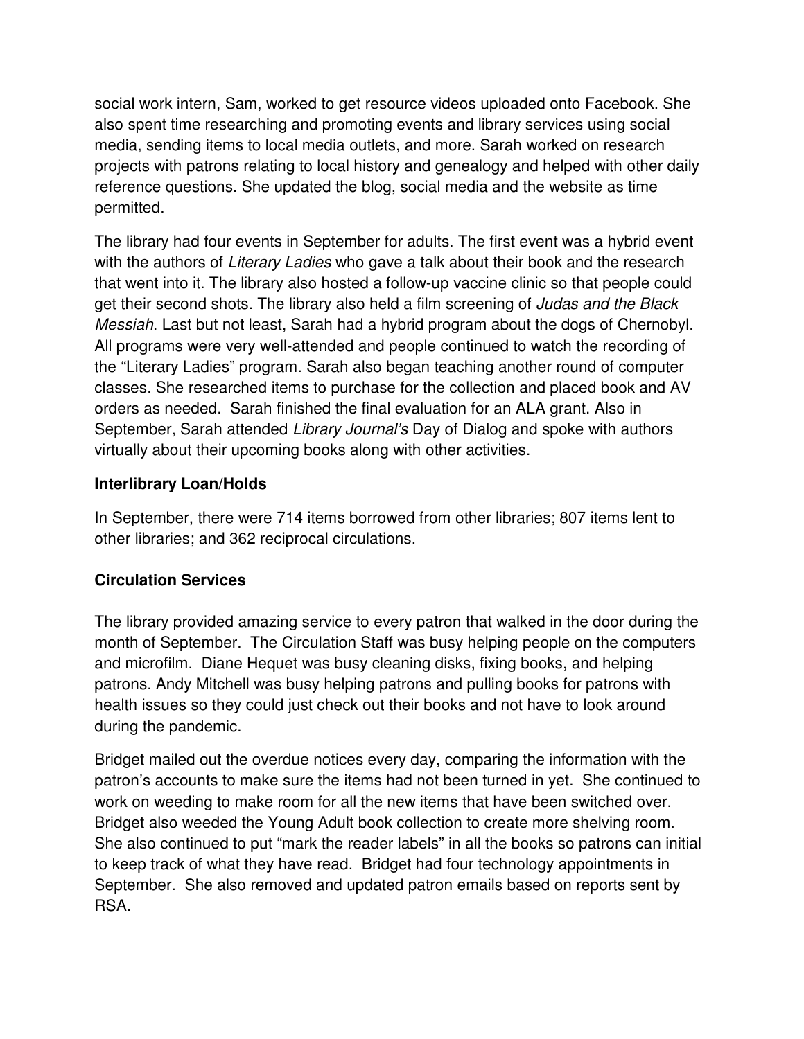social work intern, Sam, worked to get resource videos uploaded onto Facebook. She also spent time researching and promoting events and library services using social media, sending items to local media outlets, and more. Sarah worked on research projects with patrons relating to local history and genealogy and helped with other daily reference questions. She updated the blog, social media and the website as time permitted.

The library had four events in September for adults. The first event was a hybrid event with the authors of *Literary Ladies* who gave a talk about their book and the research that went into it. The library also hosted a follow-up vaccine clinic so that people could get their second shots. The library also held a film screening of *Judas and the Black Messiah*. Last but not least, Sarah had a hybrid program about the dogs of Chernobyl. All programs were very well-attended and people continued to watch the recording of the "Literary Ladies" program. Sarah also began teaching another round of computer classes. She researched items to purchase for the collection and placed book and AV orders as needed. Sarah finished the final evaluation for an ALA grant. Also in September, Sarah attended *Library Journal's* Day of Dialog and spoke with authors virtually about their upcoming books along with other activities.

**Interlibrary Loan/Holds**

In September, there were 714 items borrowed from other libraries; 807 items lent to other libraries; and 362 reciprocal circulations.

**Circulation Services**

The library provided amazing service to every patron that walked in the door during the month of September. The Circulation Staff was busy helping people on the computers and microfilm. Diane Hequet was busy cleaning disks, fixing books, and helping patrons. Andy Mitchell was busy helping patrons and pulling books for patrons with health issues so they could just check out their books and not have to look around during the pandemic.

Bridget mailed out the overdue notices every day, comparing the information with the patron's accounts to make sure the items had not been turned in yet. She continued to work on weeding to make room for all the new items that have been switched over. Bridget also weeded the Young Adult book collection to create more shelving room. She also continued to put "mark the reader labels" in all the books so patrons can initial to keep track of what they have read. Bridget had four technology appointments in September. She also removed and updated patron emails based on reports sent by RSA.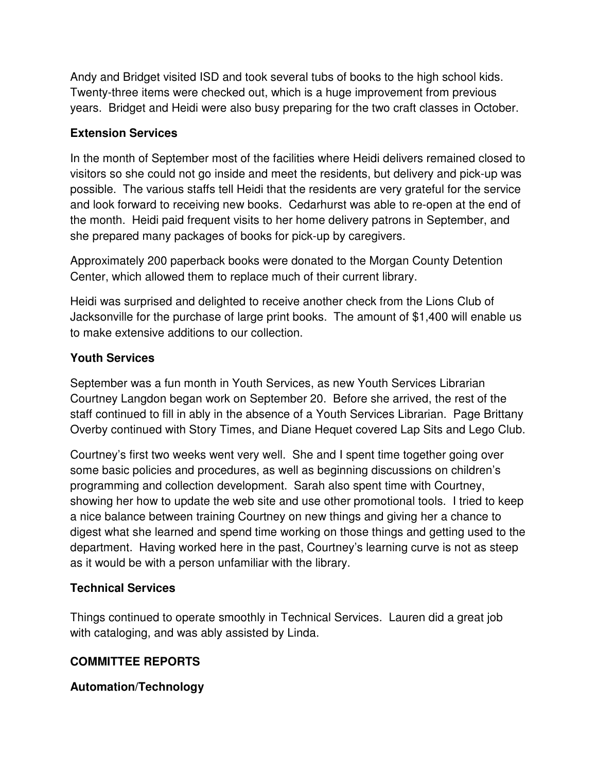Andy and Bridget visited ISD and took several tubs of books to the high school kids. Twenty-three items were checked out, which is a huge improvement from previous years. Bridget and Heidi were also busy preparing for the two craft classes in October.

### Extension Services

In the month of September most of the facilities where Heidi delivers remained closed to visitors so she could not go inside and meet the residents, but delivery and pick-up was possible. The various staffs tell Heidi that the residents are very grateful for the service and look forward to receiving new books. Cedarhurst was able to re-open at the end of the month. Heidi paid frequent visits to her home delivery patrons in September, and she prepared many packages of books for pick-up by caregivers.

Approximately 200 paperback books were donated to the Morgan County Detention Center, which allowed them to replace much of their current library.

Heidi was surprised and delighted to receive another check from the Lions Club of Jacksonville for the purchase of large print books. The amount of $1,400 will enable us to make extensive additions to our collection.

### Youth Services

September was a fun month in Youth Services, as new Youth Services Librarian Courtney Langdon began work on September 20. Before she arrived, the rest of the staff continued to fill in ably in the absence of a Youth Services Librarian. Page Brittany Overby continued with Story Times, and Diane Hequet covered Lap Sits and Lego Club.

Courtney's first two weeks went very well. She and I spent time together going over some basic policies and procedures, as well as beginning discussions on children's programming and collection development. Sarah also spent time with Courtney, showing her how to update the web site and use other promotional tools. I tried to keep a nice balance between training Courtney on new things and giving her a chance to digest what she learned and spend time working on those things and getting used to the department. Having worked here in the past, Courtney's learning curve is not as steep as it would be with a person unfamiliar with the library.

### Technical Services

Things continued to operate smoothly in Technical Services. Lauren did a great job with cataloging, and was ably assisted by Linda.

## COMMITTEE REPORTS

### Automation/Technology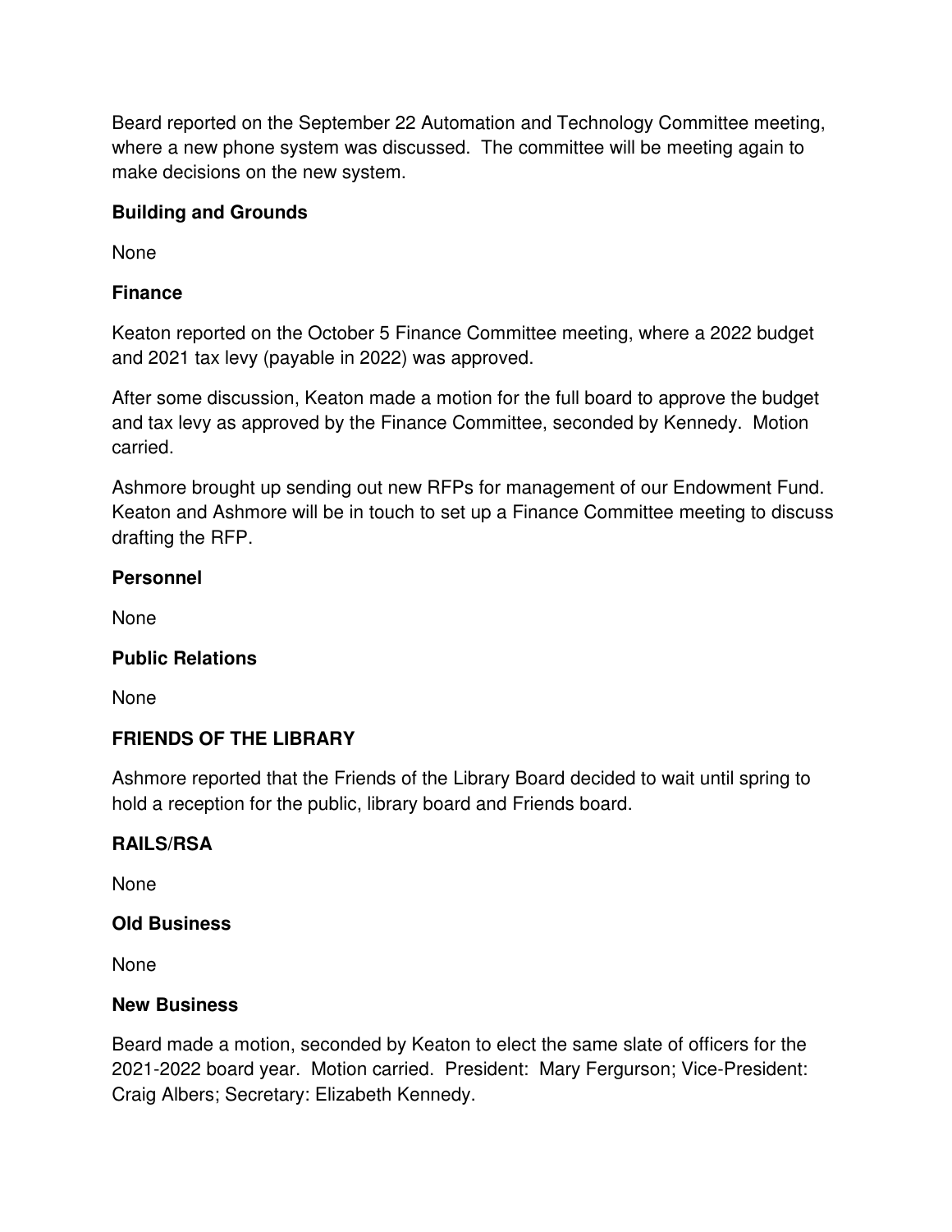Beard reported on the September 22 Automation and Technology Committee meeting, where a new phone system was discussed. The committee will be meeting again to make decisions on the new system.

**Building and Grounds**

None

**Finance**

Keaton reported on the October 5 Finance Committee meeting, where a 2022 budget and 2021 tax levy (payable in 2022) was approved.

After some discussion, Keaton made a motion for the full board to approve the budget and tax levy as approved by the Finance Committee, seconded by Kennedy. Motion carried.

Ashmore brought up sending out new RFPs for management of our Endowment Fund. Keaton and Ashmore will be in touch to set up a Finance Committee meeting to discuss drafting the RFP.

**Personnel**

None

**Public Relations**

None

**FRIENDS OF THE LIBRARY**

Ashmore reported that the Friends of the Library Board decided to wait until spring to hold a reception for the public, library board and Friends board.

**RAILS/RSA**

None

**Old Business**

None

**New Business**

Beard made a motion, seconded by Keaton to elect the same slate of officers for the 2021-2022 board year. Motion carried. President: Mary Fergurson; Vice-President: Craig Albers; Secretary: Elizabeth Kennedy.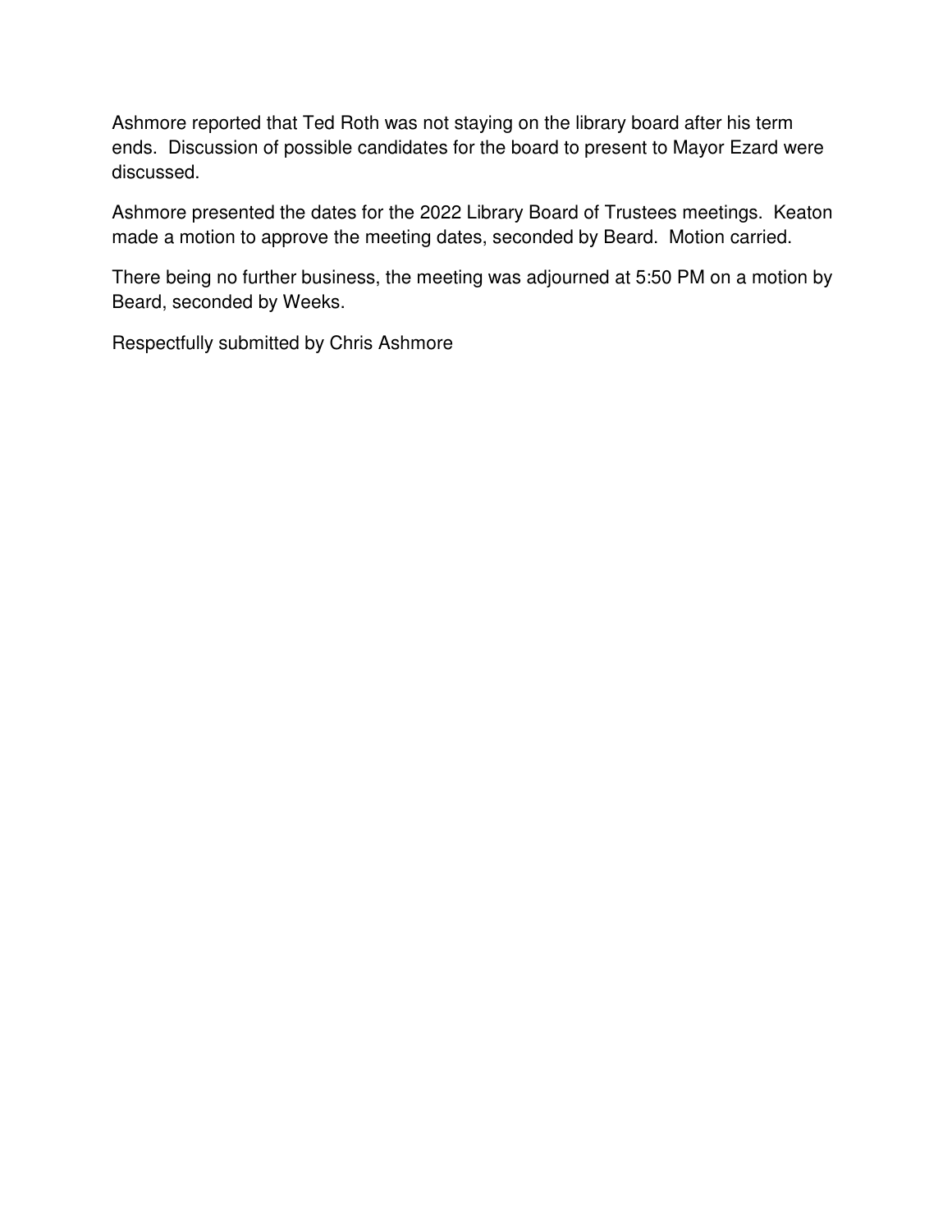Ashmore reported that Ted Roth was not staying on the library board after his term ends. Discussion of possible candidates for the board to present to Mayor Ezard were discussed.

Ashmore presented the dates for the 2022 Library Board of Trustees meetings. Keaton made a motion to approve the meeting dates, seconded by Beard. Motion carried.

There being no further business, the meeting was adjourned at 5:50 PM on a motion by Beard, seconded by Weeks.

Respectfully submitted by Chris Ashmore